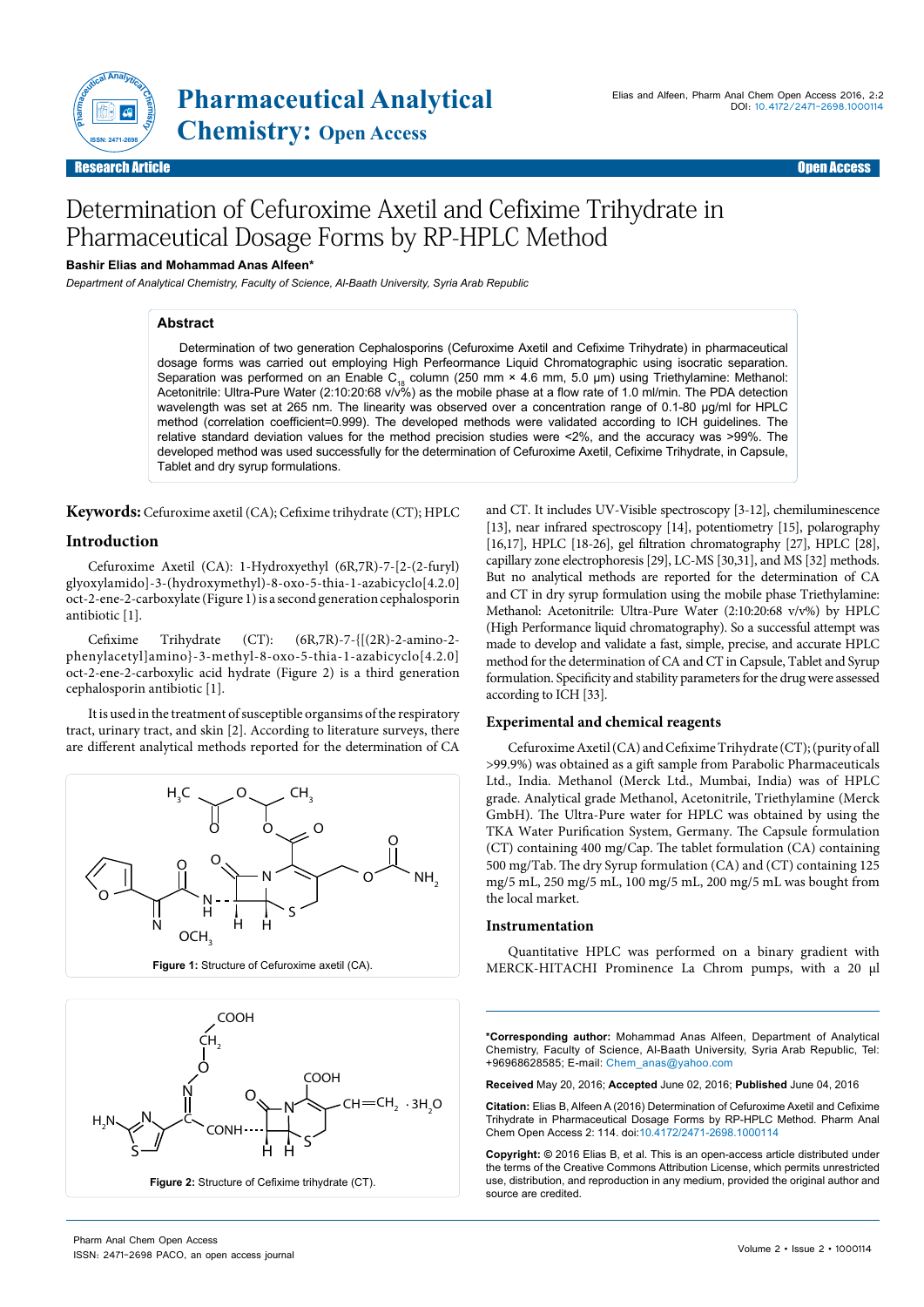Research Article | Open Access

# Determination of Cefuroxime Axetil and Cefixime Trihydrate in Pharmaceutical Dosage Forms by RP-HPLC Method

**Bashir Elias and Mohammad Anas Alfeen***

*Department of Analytical Chemistry, Faculty of Science, Al-Baath University, Syria Arab Republic*

## Abstract

Determination of two generation Cephalosporins (Cefuroxime Axetil and Cefixime Trihydrate) in pharmaceutical dosage forms was carried out employing High Perfeormance Liquid Chromatographic using isocratic separation. Separation was performed on an Enable $C_{18}$ column (250 mm × 4.6 mm, 5.0 μm) using Triethylamine: Methanol: Acetonitrile: Ultra-Pure Water (2:10:20:68 v/v%) as the mobile phase at a flow rate of 1.0 ml/min. The PDA detection wavelength was set at 265 nm. The linearity was observed over a concentration range of 0.1-80 μg/ml for HPLC method (correlation coefficient=0.999). The developed methods were validated according to ICH guidelines. The relative standard deviation values for the method precision studies were <2%, and the accuracy was >99%. The developed method was used successfully for the determination of Cefuroxime Axetil, Cefixime Trihydrate, in Capsule, Tablet and dry syrup formulations.

**Keywords:** Cefuroxime axetil (CA); Cefixime trihydrate (CT); HPLC

## Introduction

Cefuroxime Axetil (CA): 1-Hydroxyethyl (6R,7R)-7-[2-(2-furyl) glyoxylamido]-3-(hydroxymethyl)-8-oxo-5-thia-1-azabicyclo[4.2.0] oct-2-ene-2-carboxylate (Figure 1) is a second generation cephalosporin antibiotic [1].

Cefixime Trihydrate (CT): (6R,7R)-7-{[(2R)-2-amino-2-phenylacetyl]amino}-3-methyl-8-oxo-5-thia-1-azabicyclo[4.2.0] oct-2-ene-2-carboxylic acid hydrate (Figure 2) is a third generation cephalosporin antibiotic [1].

It is used in the treatment of susceptible organsims of the respiratory tract, urinary tract, and skin [2]. According to literature surveys, there are different analytical methods reported for the determination of CA and CT. It includes UV-Visible spectroscopy [3-12], chemiluminescence [13], near infrared spectroscopy [14], potentiometry [15], polarography [16,17], HPLC [18-26], gel filtration chromatography [27], HPLC [28], capillary zone electrophoresis [29], LC-MS [30,31], and MS [32] methods. But no analytical methods are reported for the determination of CA and CT in dry syrup formulation using the mobile phase Triethylamine: Methanol: Acetonitrile: Ultra-Pure Water (2:10:20:68 v/v%) by HPLC (High Performance liquid chromatography). So a successful attempt was made to develop and validate a fast, simple, precise, and accurate HPLC method for the determination of CA and CT in Capsule, Tablet and Syrup formulation. Specificity and stability parameters for the drug were assessed according to ICH [33].

Figure 1: Structure of Cefuroxime axetil (CA).

Figure 2: Structure of Cefixime trihydrate (CT).

## Experimental and chemical reagents

Cefuroxime Axetil (CA) and Cefixime Trihydrate (CT); (purity of all >99.9%) was obtained as a gift sample from Parabolic Pharmaceuticals Ltd., India. Methanol (Merck Ltd., Mumbai, India) was of HPLC grade. Analytical grade Methanol, Acetonitrile, Triethylamine (Merck GmbH). The Ultra-Pure water for HPLC was obtained by using the TKA Water Purification System, Germany. The Capsule formulation (CT) containing 400 mg/Cap. The tablet formulation (CA) containing 500 mg/Tab. The dry Syrup formulation (CA) and (CT) containing 125 mg/5 mL, 250 mg/5 mL, 100 mg/5 mL, 200 mg/5 mL was bought from the local market.

## Instrumentation

Quantitative HPLC was performed on a binary gradient with MERCK-HITACHI Prominence La Chrom pumps, with a 20 μl

---

***Corresponding author:** Mohammad Anas Alfeen, Department of Analytical Chemistry, Faculty of Science, Al-Baath University, Syria Arab Republic, Tel: +96968628585; E-mail: Chem_anas@yahoo.com

**Received** May 20, 2016; **Accepted** June 02, 2016; **Published** June 04, 2016

**Citation:** Elias B, Alfeen A (2016) Determination of Cefuroxime Axetil and Cefixime Trihydrate in Pharmaceutical Dosage Forms by RP-HPLC Method. Pharm Anal Chem Open Access 2: 114. doi:10.4172/2471-2698.1000114

**Copyright:** © 2016 Elias B, et al. This is an open-access article distributed under the terms of the Creative Commons Attribution License, which permits unrestricted use, distribution, and reproduction in any medium, provided the original author and source are credited.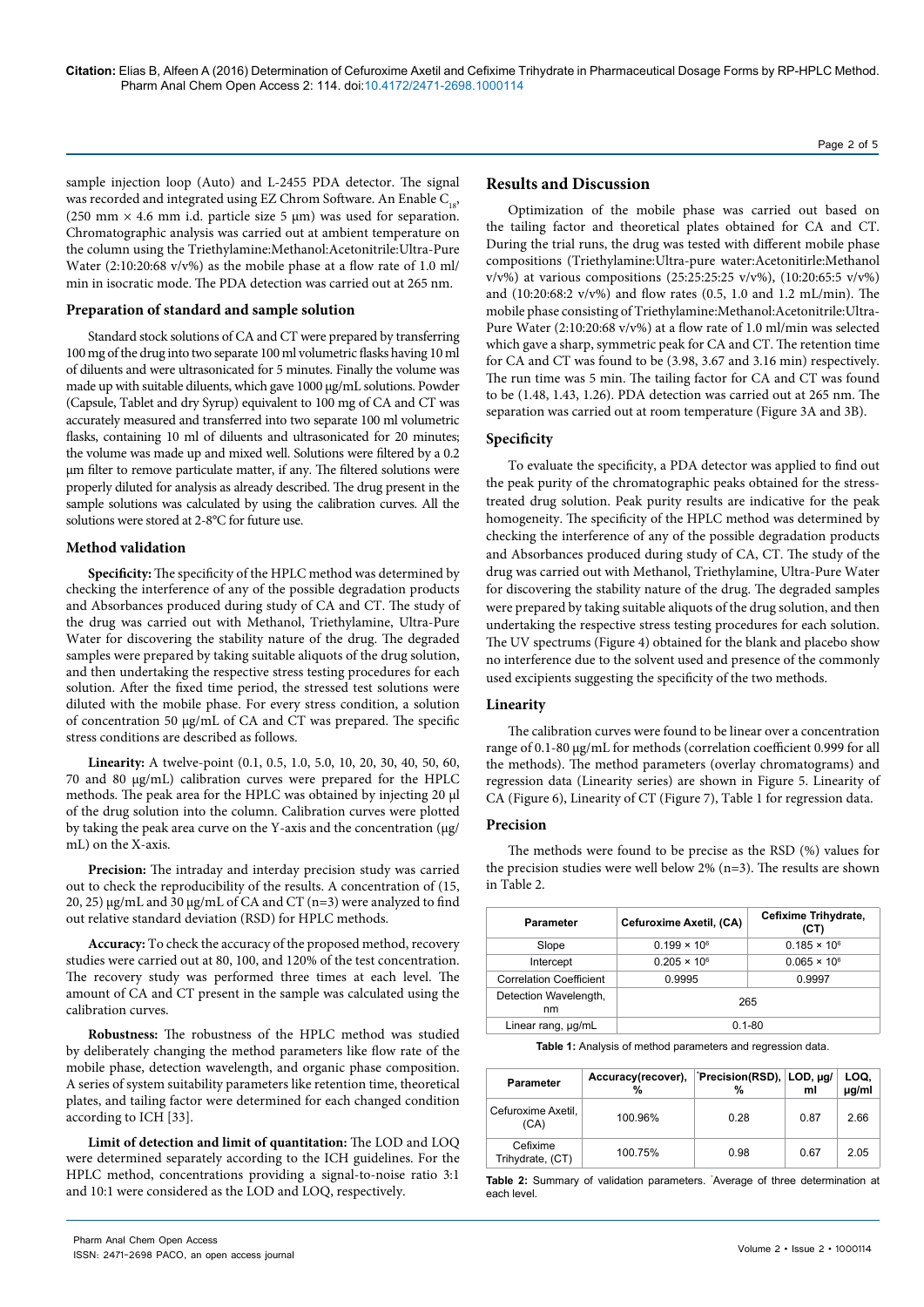sample injection loop (Auto) and L-2455 PDA detector. The signal was recorded and integrated using EZ Chrom Software. An Enable $C_{18}$, (250 mm × 4.6 mm i.d. particle size 5 µm) was used for separation. Chromatographic analysis was carried out at ambient temperature on the column using the Triethylamine:Methanol:Acetonitrile:Ultra-Pure Water (2:10:20:68 v/v%) as the mobile phase at a flow rate of 1.0 ml/min in isocratic mode. The PDA detection was carried out at 265 nm.

### Preparation of standard and sample solution

Standard stock solutions of CA and CT were prepared by transferring 100 mg of the drug into two separate 100 ml volumetric flasks having 10 ml of diluents and were ultrasonicated for 5 minutes. Finally the volume was made up with suitable diluents, which gave 1000 µg/mL solutions. Powder (Capsule, Tablet and dry Syrup) equivalent to 100 mg of CA and CT was accurately measured and transferred into two separate 100 ml volumetric flasks, containing 10 ml of diluents and ultrasonicated for 20 minutes; the volume was made up and mixed well. Solutions were filtered by a 0.2 µm filter to remove particulate matter, if any. The filtered solutions were properly diluted for analysis as already described. The drug present in the sample solutions was calculated by using the calibration curves. All the solutions were stored at 2-8°C for future use.

### Method validation

**Specificity:** The specificity of the HPLC method was determined by checking the interference of any of the possible degradation products and Absorbances produced during study of CA and CT. The study of the drug was carried out with Methanol, Triethylamine, Ultra-Pure Water for discovering the stability nature of the drug. The degraded samples were prepared by taking suitable aliquots of the drug solution, and then undertaking the respective stress testing procedures for each solution. After the fixed time period, the stressed test solutions were diluted with the mobile phase. For every stress condition, a solution of concentration 50 µg/mL of CA and CT was prepared. The specific stress conditions are described as follows.

**Linearity:** A twelve-point (0.1, 0.5, 1.0, 5.0, 10, 20, 30, 40, 50, 60, 70 and 80 µg/mL) calibration curves were prepared for the HPLC methods. The peak area for the HPLC was obtained by injecting 20 µl of the drug solution into the column. Calibration curves were plotted by taking the peak area curve on the Y-axis and the concentration (µg/mL) on the X-axis.

**Precision:** The intraday and interday precision study was carried out to check the reproducibility of the results. A concentration of (15, 20, 25) µg/mL and 30 µg/mL of CA and CT (n=3) were analyzed to find out relative standard deviation (RSD) for HPLC methods.

**Accuracy:** To check the accuracy of the proposed method, recovery studies were carried out at 80, 100, and 120% of the test concentration. The recovery study was performed three times at each level. The amount of CA and CT present in the sample was calculated using the calibration curves.

**Robustness:** The robustness of the HPLC method was studied by deliberately changing the method parameters like flow rate of the mobile phase, detection wavelength, and organic phase composition. A series of system suitability parameters like retention time, theoretical plates, and tailing factor were determined for each changed condition according to ICH [33].

**Limit of detection and limit of quantitation:** The LOD and LOQ were determined separately according to the ICH guidelines. For the HPLC method, concentrations providing a signal-to-noise ratio 3:1 and 10:1 were considered as the LOD and LOQ, respectively.

## Results and Discussion

Optimization of the mobile phase was carried out based on the tailing factor and theoretical plates obtained for CA and CT. During the trial runs, the drug was tested with different mobile phase compositions (Triethylamine:Ultra-pure water:Acetonitirle:Methanol v/v%) at various compositions (25:25:25:25 v/v%), (10:20:65:5 v/v%) and (10:20:68:2 v/v%) and flow rates (0.5, 1.0 and 1.2 mL/min). The mobile phase consisting of Triethylamine:Methanol:Acetonitrile:Ultra-Pure Water (2:10:20:68 v/v%) at a flow rate of 1.0 ml/min was selected which gave a sharp, symmetric peak for CA and CT. The retention time for CA and CT was found to be (3.98, 3.67 and 3.16 min) respectively. The run time was 5 min. The tailing factor for CA and CT was found to be (1.48, 1.43, 1.26). PDA detection was carried out at 265 nm. The separation was carried out at room temperature (Figure 3A and 3B).

### Specificity

To evaluate the specificity, a PDA detector was applied to find out the peak purity of the chromatographic peaks obtained for the stress-treated drug solution. Peak purity results are indicative for the peak homogeneity. The specificity of the HPLC method was determined by checking the interference of any of the possible degradation products and Absorbances produced during study of CA, CT. The study of the drug was carried out with Methanol, Triethylamine, Ultra-Pure Water for discovering the stability nature of the drug. The degraded samples were prepared by taking suitable aliquots of the drug solution, and then undertaking the respective stress testing procedures for each solution. The UV spectrums (Figure 4) obtained for the blank and placebo show no interference due to the solvent used and presence of the commonly used excipients suggesting the specificity of the two methods.

### Linearity

The calibration curves were found to be linear over a concentration range of 0.1-80 µg/mL for methods (correlation coefficient 0.999 for all the methods). The method parameters (overlay chromatograms) and regression data (Linearity series) are shown in Figure 5. Linearity of CA (Figure 6), Linearity of CT (Figure 7), Table 1 for regression data.

### Precision

The methods were found to be precise as the RSD (%) values for the precision studies were well below 2% (n=3). The results are shown in Table 2.

| Parameter | Cefuroxime Axetil, (CA) | Cefixime Trihydrate, (CT) |
|---|---|---|
| Slope | $0.199 \times 10^6$ | $0.185 \times 10^6$ |
| Intercept | $0.205 \times 10^6$ | $0.065 \times 10^6$ |
| Correlation Coefficient | 0.9995 | 0.9997 |
| Detection Wavelength, nm | 265 | |
| Linear rang, µg/mL | 0.1-80 | |

**Table 1:** Analysis of method parameters and regression data.

| Parameter | Accuracy(recover), % | *Precision(RSD), % | LOD, µg/ml | LOQ, µg/ml |
|---|---|---|---|---|
| Cefuroxime Axetil, (CA) | 100.96% | 0.28 | 0.87 | 2.66 |
| Cefixime Trihydrate, (CT) | 100.75% | 0.98 | 0.67 | 2.05 |

**Table 2:** Summary of validation parameters. *Average of three determination at each level.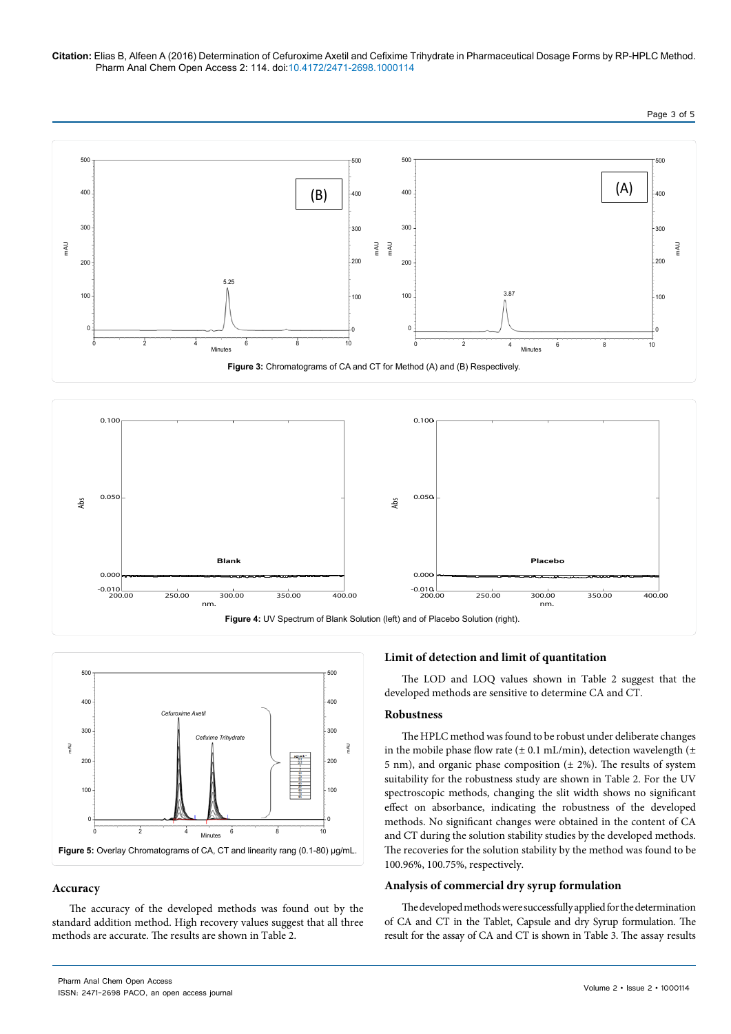Figure 3: Chromatograms of CA and CT for Method (A) and (B) Respectively.

Figure 4: UV Spectrum of Blank Solution (left) and of Placebo Solution (right).

Figure 5: Overlay Chromatograms of CA, CT and linearity rang (0.1-80) µg/mL.

## Accuracy

The accuracy of the developed methods was found out by the standard addition method. High recovery values suggest that all three methods are accurate. The results are shown in Table 2.

## Limit of detection and limit of quantitation

The LOD and LOQ values shown in Table 2 suggest that the developed methods are sensitive to determine CA and CT.

## Robustness

The HPLC method was found to be robust under deliberate changes in the mobile phase flow rate (± 0.1 mL/min), detection wavelength (± 5 nm), and organic phase composition (± 2%). The results of system suitability for the robustness study are shown in Table 2. For the UV spectroscopic methods, changing the slit width shows no significant effect on absorbance, indicating the robustness of the developed methods. No significant changes were obtained in the content of CA and CT during the solution stability studies by the developed methods. The recoveries for the solution stability by the method was found to be 100.96%, 100.75%, respectively.

## Analysis of commercial dry syrup formulation

The developed methods were successfully applied for the determination of CA and CT in the Tablet, Capsule and dry Syrup formulation. The result for the assay of CA and CT is shown in Table 3. The assay results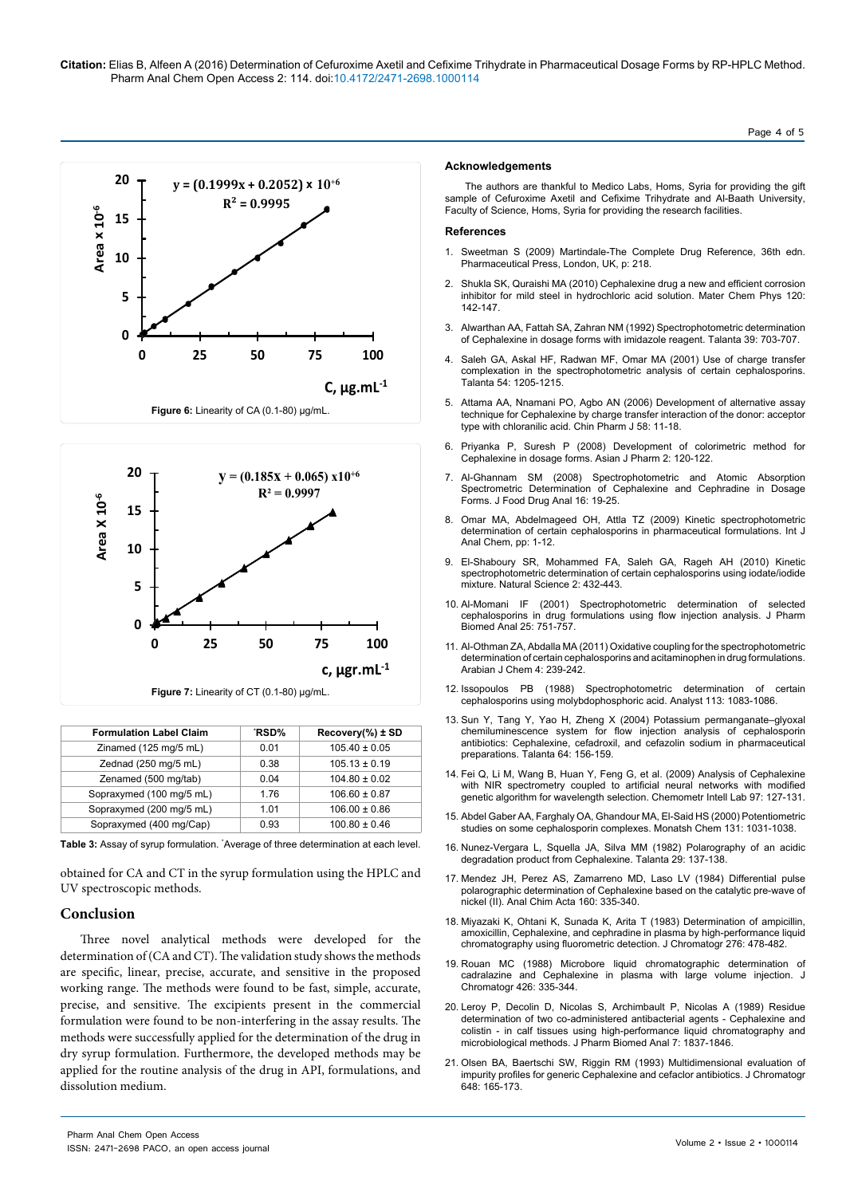Figure 6: Linearity of CA (0.1-80) µg/mL.

Figure 7: Linearity of CT (0.1-80) µg/mL.

| Formulation Label Claim | *RSD% | Recovery(%) ± SD |
|---|---|---|
| Zinamed (125 mg/5 mL) | 0.01 | 105.40 ± 0.05 |
| Zednad (250 mg/5 mL) | 0.38 | 105.13 ± 0.19 |
| Zenamed (500 mg/tab) | 0.04 | 104.80 ± 0.02 |
| Sopraxymed (100 mg/5 mL) | 1.76 | 106.60 ± 0.87 |
| Sopraxymed (200 mg/5 mL) | 1.01 | 106.00 ± 0.86 |
| Sopraxymed (400 mg/Cap) | 0.93 | 100.80 ± 0.46 |

**Table 3:** Assay of syrup formulation. *Average of three determination at each level.

obtained for CA and CT in the syrup formulation using the HPLC and UV spectroscopic methods.

## Conclusion

Three novel analytical methods were developed for the determination of (CA and CT). The validation study shows the methods are specific, linear, precise, accurate, and sensitive in the proposed working range. The methods were found to be fast, simple, accurate, precise, and sensitive. The excipients present in the commercial formulation were found to be non-interfering in the assay results. The methods were successfully applied for the determination of the drug in dry syrup formulation. Furthermore, the developed methods may be applied for the routine analysis of the drug in API, formulations, and dissolution medium.

### Acknowledgements

The authors are thankful to Medico Labs, Homs, Syria for providing the gift sample of Cefuroxime Axetil and Cefixime Trihydrate and Al-Baath University, Faculty of Science, Homs, Syria for providing the research facilities.

### References

1. Sweetman S (2009) Martindale-The Complete Drug Reference, 36th edn. Pharmaceutical Press, London, UK, p: 218.
2. Shukla SK, Quraishi MA (2010) Cephalexine drug a new and efficient corrosion inhibitor for mild steel in hydrochloric acid solution. Mater Chem Phys 120: 142-147.
3. Alwarthan AA, Fattah SA, Zahran NM (1992) Spectrophotometric determination of Cephalexine in dosage forms with imidazole reagent. Talanta 39: 703-707.
4. Saleh GA, Askal HF, Radwan MF, Omar MA (2001) Use of charge transfer complexation in the spectrophotometric analysis of certain cephalosporins. Talanta 54: 1205-1215.
5. Attama AA, Nnamani PO, Agbo AN (2006) Development of alternative assay technique for Cephalexine by charge transfer interaction of the donor: acceptor type with chloranilic acid. Chin Pharm J 58: 11-18.
6. Priyanka P, Suresh P (2008) Development of colorimetric method for Cephalexine in dosage forms. Asian J Pharm 2: 120-122.
7. Al-Ghannam SM (2008) Spectrophotometric and Atomic Absorption Spectrometric Determination of Cephalexine and Cephradine in Dosage Forms. J Food Drug Anal 16: 19-25.
8. Omar MA, Abdelmageed OH, Attla TZ (2009) Kinetic spectrophotometric determination of certain cephalosporins in pharmaceutical formulations. Int J Anal Chem, pp: 1-12.
9. El-Shaboury SR, Mohammed FA, Saleh GA, Rageh AH (2010) Kinetic spectrophotometric determination of certain cephalosporins using iodate/iodide mixture. Natural Science 2: 432-443.
10. Al-Momani IF (2001) Spectrophotometric determination of selected cephalosporins in drug formulations using flow injection analysis. J Pharm Biomed Anal 25: 751-757.
11. Al-Othman ZA, Abdalla MA (2011) Oxidative coupling for the spectrophotometric determination of certain cephalosporins and acitaminophen in drug formulations. Arabian J Chem 4: 239-242.
12. Issopoulos PB (1988) Spectrophotometric determination of certain cephalosporins using molybdophosphoric acid. Analyst 113: 1083-1086.
13. Sun Y, Tang Y, Yao H, Zheng X (2004) Potassium permanganate–glyoxal chemiluminescence system for flow injection analysis of cephalosporin antibiotics: Cephalexine, cefadroxil, and cefazolin sodium in pharmaceutical preparations. Talanta 64: 156-159.
14. Fei Q, Li M, Wang B, Huan Y, Feng G, et al. (2009) Analysis of Cephalexine with NIR spectrometry coupled to artificial neural networks with modified genetic algorithm for wavelength selection. Chemometr Intell Lab 97: 127-131.
15. Abdel Gaber AA, Farghaly OA, Ghandour MA, El-Said HS (2000) Potentiometric studies on some cephalosporin complexes. Monatsh Chem 131: 1031-1038.
16. Nunez-Vergara L, Squella JA, Silva MM (1982) Polarography of an acidic degradation product from Cephalexine. Talanta 29: 137-138.
17. Mendez JH, Perez AS, Zamarreno MD, Laso LV (1984) Differential pulse polarographic determination of Cephalexine based on the catalytic pre-wave of nickel (II). Anal Chim Acta 160: 335-340.
18. Miyazaki K, Ohtani K, Sunada K, Arita T (1983) Determination of ampicillin, amoxicillin, Cephalexine, and cephradine in plasma by high-performance liquid chromatography using fluorometric detection. J Chromatogr 276: 478-482.
19. Rouan MC (1988) Microbore liquid chromatographic determination of cadralazine and Cephalexine in plasma with large volume injection. J Chromatogr 426: 335-344.
20. Leroy P, Decolin D, Nicolas S, Archimbault P, Nicolas A (1989) Residue determination of two co-administered antibacterial agents - Cephalexine and colistin - in calf tissues using high-performance liquid chromatography and microbiological methods. J Pharm Biomed Anal 7: 1837-1846.
21. Olsen BA, Baertschi SW, Riggin RM (1993) Multidimensional evaluation of impurity profiles for generic Cephalexine and cefaclor antibiotics. J Chromatogr 648: 165-173.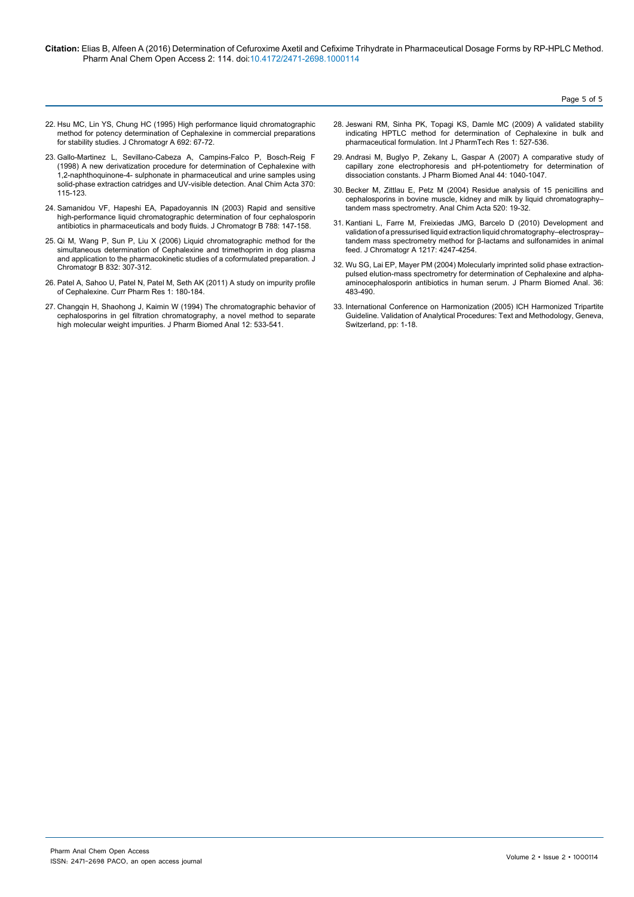22. Hsu MC, Lin YS, Chung HC (1995) High performance liquid chromatographic method for potency determination of Cephalexine in commercial preparations for stability studies. J Chromatogr A 692: 67-72.

23. Gallo-Martinez L, Sevillano-Cabeza A, Campins-Falco P, Bosch-Reig F (1998) A new derivatization procedure for determination of Cephalexine with 1,2-naphthoquinone-4- sulphonate in pharmaceutical and urine samples using solid-phase extraction catridges and UV-visible detection. Anal Chim Acta 370: 115-123.

24. Samanidou VF, Hapeshi EA, Papadoyannis IN (2003) Rapid and sensitive high-performance liquid chromatographic determination of four cephalosporin antibiotics in pharmaceuticals and body fluids. J Chromatogr B 788: 147-158.

25. Qi M, Wang P, Sun P, Liu X (2006) Liquid chromatographic method for the simultaneous determination of Cephalexine and trimethoprim in dog plasma and application to the pharmacokinetic studies of a coformulated preparation. J Chromatogr B 832: 307-312.

26. Patel A, Sahoo U, Patel N, Patel M, Seth AK (2011) A study on impurity profile of Cephalexine. Curr Pharm Res 1: 180-184.

27. Changqin H, Shaohong J, Kaimin W (1994) The chromatographic behavior of cephalosporins in gel filtration chromatography, a novel method to separate high molecular weight impurities. J Pharm Biomed Anal 12: 533-541.

28. Jeswani RM, Sinha PK, Topagi KS, Damle MC (2009) A validated stability indicating HPTLC method for determination of Cephalexine in bulk and pharmaceutical formulation. Int J PharmTech Res 1: 527-536.

29. Andrasi M, Buglyo P, Zekany L, Gaspar A (2007) A comparative study of capillary zone electrophoresis and pH-potentiometry for determination of dissociation constants. J Pharm Biomed Anal 44: 1040-1047.

30. Becker M, Zittlau E, Petz M (2004) Residue analysis of 15 penicillins and cephalosporins in bovine muscle, kidney and milk by liquid chromatography–tandem mass spectrometry. Anal Chim Acta 520: 19-32.

31. Kantiani L, Farre M, Freixiedas JMG, Barcelo D (2010) Development and validation of a pressurised liquid extraction liquid chromatography–electrospray–tandem mass spectrometry method for β-lactams and sulfonamides in animal feed. J Chromatogr A 1217: 4247-4254.

32. Wu SG, Lai EP, Mayer PM (2004) Molecularly imprinted solid phase extraction-pulsed elution-mass spectrometry for determination of Cephalexine and alpha-aminocephalosporin antibiotics in human serum. J Pharm Biomed Anal. 36: 483-490.

33. International Conference on Harmonization (2005) ICH Harmonized Tripartite Guideline. Validation of Analytical Procedures: Text and Methodology, Geneva, Switzerland, pp: 1-18.